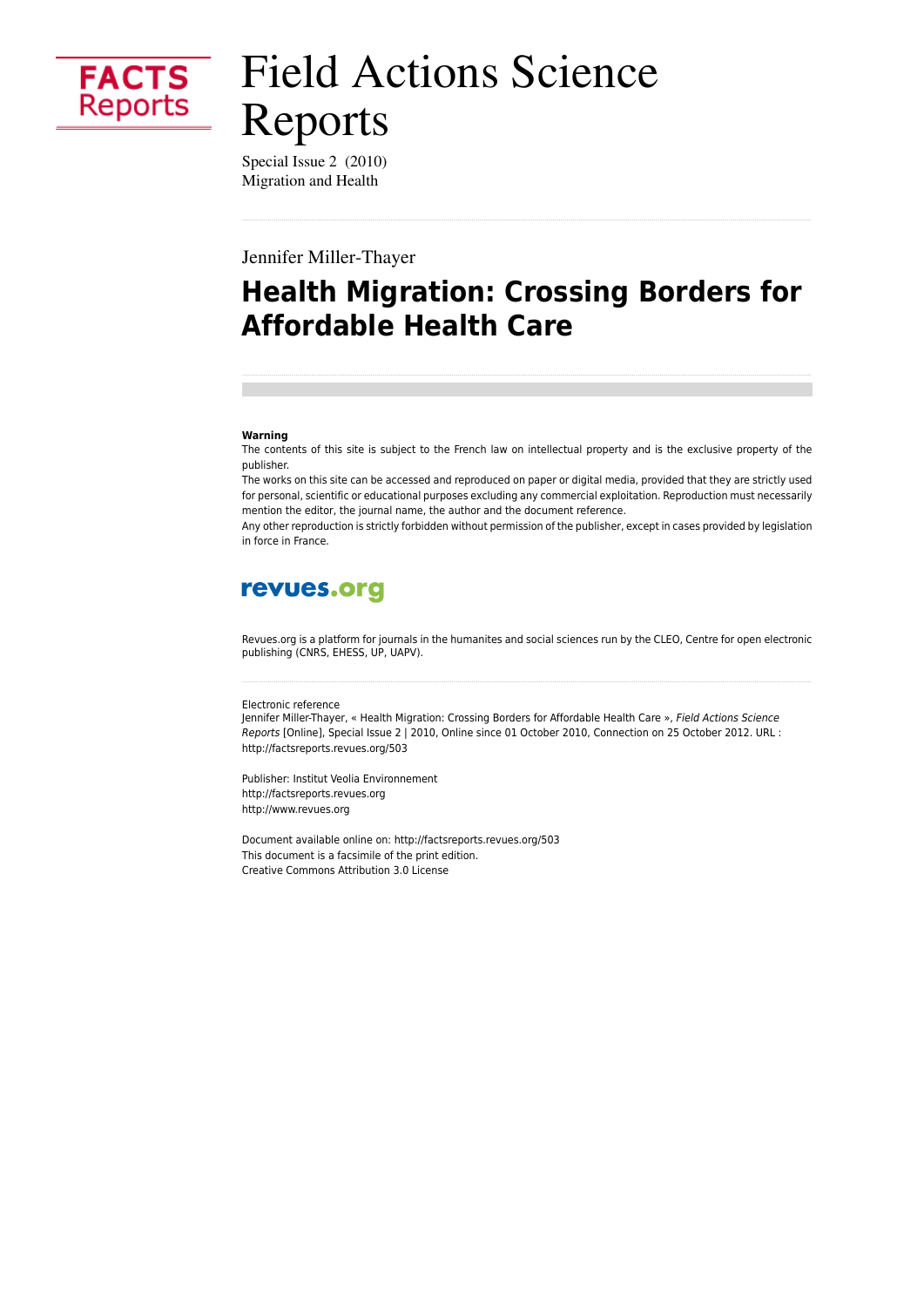# Field Actions Science Reports

Special Issue 2 (2010)
Migration and Health

Jennifer Miller-Thayer

## Health Migration: Crossing Borders for Affordable Health Care

**Warning**

The contents of this site is subject to the French law on intellectual property and is the exclusive property of the publisher.

The works on this site can be accessed and reproduced on paper or digital media, provided that they are strictly used for personal, scientific or educational purposes excluding any commercial exploitation. Reproduction must necessarily mention the editor, the journal name, the author and the document reference.

Any other reproduction is strictly forbidden without permission of the publisher, except in cases provided by legislation in force in France.

revues.org

Revues.org is a platform for journals in the humanites and social sciences run by the CLEO, Centre for open electronic publishing (CNRS, EHESS, UP, UAPV).

Electronic reference

Jennifer Miller-Thayer, « Health Migration: Crossing Borders for Affordable Health Care », *Field Actions Science Reports* [Online], Special Issue 2 | 2010, Online since 01 October 2010, Connection on 25 October 2012. URL : http://factsreports.revues.org/503

Publisher: Institut Veolia Environnement
http://factsreports.revues.org
http://www.revues.org

Document available online on: http://factsreports.revues.org/503
This document is a facsimile of the print edition.
Creative Commons Attribution 3.0 License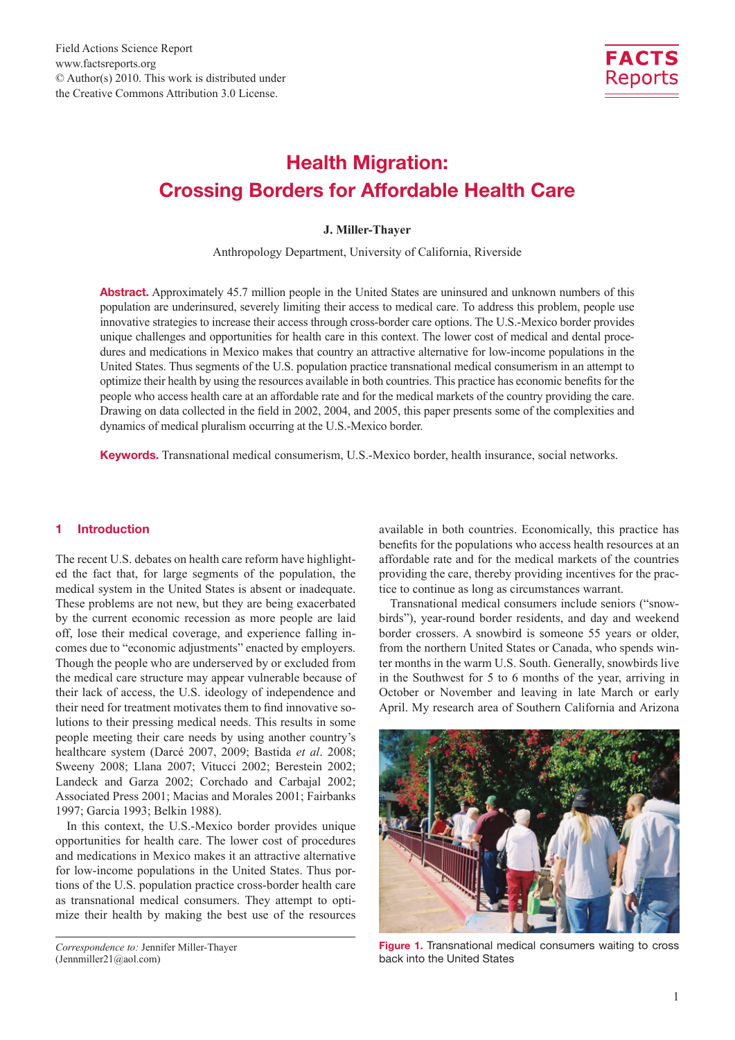# Health Migration: Crossing Borders for Affordable Health Care

**J. Miller-Thayer**

Anthropology Department, University of California, Riverside

**Abstract.** Approximately 45.7 million people in the United States are uninsured and unknown numbers of this population are underinsured, severely limiting their access to medical care. To address this problem, people use innovative strategies to increase their access through cross-border care options. The U.S.-Mexico border provides unique challenges and opportunities for health care in this context. The lower cost of medical and dental procedures and medications in Mexico makes that country an attractive alternative for low-income populations in the United States. Thus segments of the U.S. population practice transnational medical consumerism in an attempt to optimize their health by using the resources available in both countries. This practice has economic benefits for the people who access health care at an affordable rate and for the medical markets of the country providing the care. Drawing on data collected in the field in 2002, 2004, and 2005, this paper presents some of the complexities and dynamics of medical pluralism occurring at the U.S.-Mexico border.

**Keywords.** Transnational medical consumerism, U.S.-Mexico border, health insurance, social networks.

## 1 Introduction

The recent U.S. debates on health care reform have highlighted the fact that, for large segments of the population, the medical system in the United States is absent or inadequate. These problems are not new, but they are being exacerbated by the current economic recession as more people are laid off, lose their medical coverage, and experience falling incomes due to "economic adjustments" enacted by employers. Though the people who are underserved by or excluded from the medical care structure may appear vulnerable because of their lack of access, the U.S. ideology of independence and their need for treatment motivates them to find innovative solutions to their pressing medical needs. This results in some people meeting their care needs by using another country's healthcare system (Darcé 2007, 2009; Bastida *et al*. 2008; Sweeny 2008; Llana 2007; Vitucci 2002; Berestein 2002; Landeck and Garza 2002; Corchado and Carbajal 2002; Associated Press 2001; Macias and Morales 2001; Fairbanks 1997; Garcia 1993; Belkin 1988).

In this context, the U.S.-Mexico border provides unique opportunities for health care. The lower cost of procedures and medications in Mexico makes it an attractive alternative for low-income populations in the United States. Thus portions of the U.S. population practice cross-border health care as transnational medical consumers. They attempt to optimize their health by making the best use of the resources available in both countries. Economically, this practice has benefits for the populations who access health resources at an affordable rate and for the medical markets of the countries providing the care, thereby providing incentives for the practice to continue as long as circumstances warrant.

Transnational medical consumers include seniors ("snowbirds"), year-round border residents, and day and weekend border crossers. A snowbird is someone 55 years or older, from the northern United States or Canada, who spends winter months in the warm U.S. South. Generally, snowbirds live in the Southwest for 5 to 6 months of the year, arriving in October or November and leaving in late March or early April. My research area of Southern California and Arizona

Figure 1. Transnational medical consumers waiting to cross back into the United States

*Correspondence to:* Jennifer Miller-Thayer (Jennmiller21@aol.com)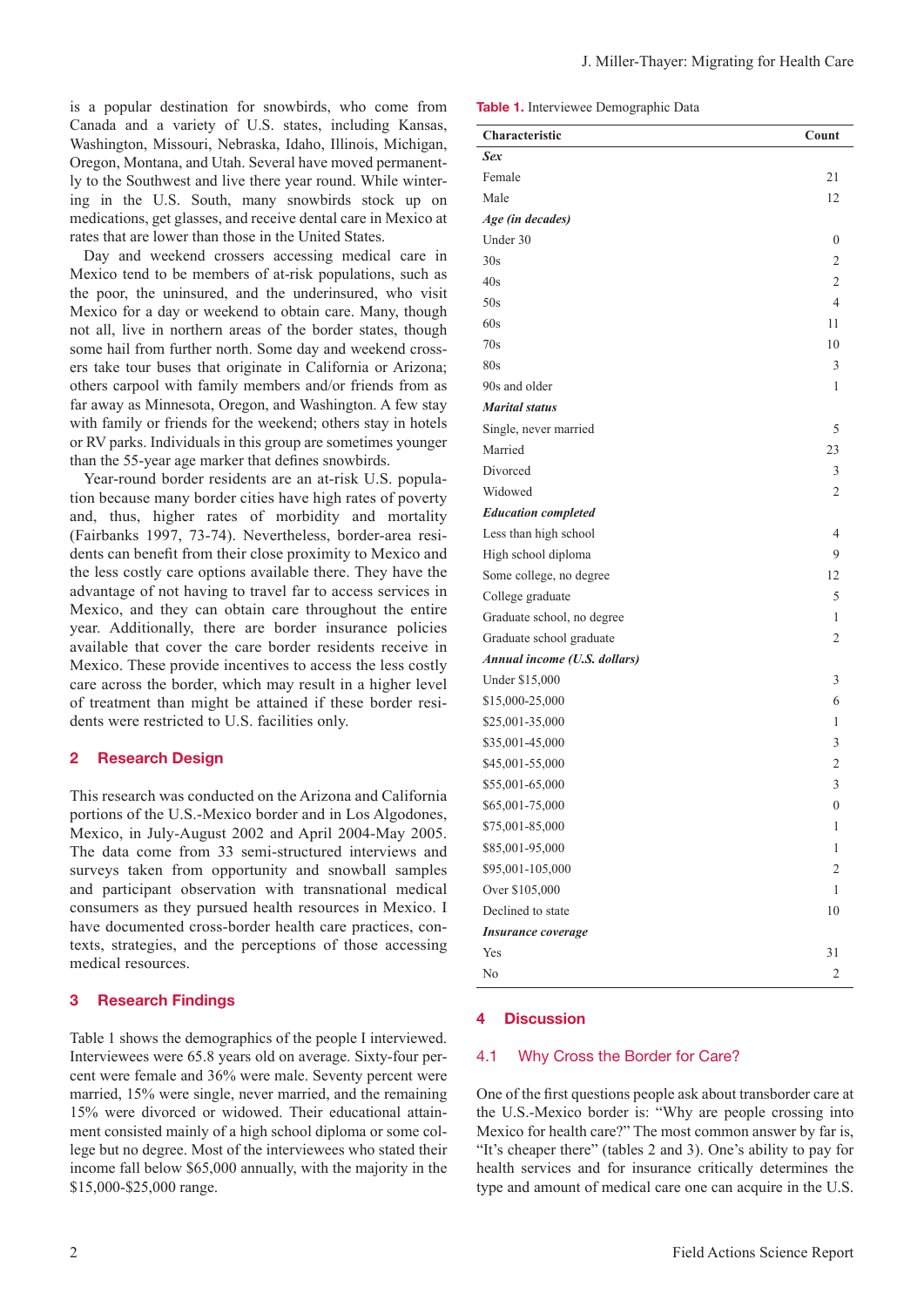is a popular destination for snowbirds, who come from Canada and a variety of U.S. states, including Kansas, Washington, Missouri, Nebraska, Idaho, Illinois, Michigan, Oregon, Montana, and Utah. Several have moved permanently to the Southwest and live there year round. While wintering in the U.S. South, many snowbirds stock up on medications, get glasses, and receive dental care in Mexico at rates that are lower than those in the United States.

Day and weekend crossers accessing medical care in Mexico tend to be members of at-risk populations, such as the poor, the uninsured, and the underinsured, who visit Mexico for a day or weekend to obtain care. Many, though not all, live in northern areas of the border states, though some hail from further north. Some day and weekend crossers take tour buses that originate in California or Arizona; others carpool with family members and/or friends from as far away as Minnesota, Oregon, and Washington. A few stay with family or friends for the weekend; others stay in hotels or RV parks. Individuals in this group are sometimes younger than the 55-year age marker that defines snowbirds.

Year-round border residents are an at-risk U.S. population because many border cities have high rates of poverty and, thus, higher rates of morbidity and mortality (Fairbanks 1997, 73-74). Nevertheless, border-area residents can benefit from their close proximity to Mexico and the less costly care options available there. They have the advantage of not having to travel far to access services in Mexico, and they can obtain care throughout the entire year. Additionally, there are border insurance policies available that cover the care border residents receive in Mexico. These provide incentives to access the less costly care across the border, which may result in a higher level of treatment than might be attained if these border residents were restricted to U.S. facilities only.

## 2 Research Design

This research was conducted on the Arizona and California portions of the U.S.-Mexico border and in Los Algodones, Mexico, in July-August 2002 and April 2004-May 2005. The data come from 33 semi-structured interviews and surveys taken from opportunity and snowball samples and participant observation with transnational medical consumers as they pursued health resources in Mexico. I have documented cross-border health care practices, contexts, strategies, and the perceptions of those accessing medical resources.

## 3 Research Findings

Table 1 shows the demographics of the people I interviewed. Interviewees were 65.8 years old on average. Sixty-four percent were female and 36% were male. Seventy percent were married, 15% were single, never married, and the remaining 15% were divorced or widowed. Their educational attainment consisted mainly of a high school diploma or some college but no degree. Most of the interviewees who stated their income fall below $65,000 annually, with the majority in the $15,000-$25,000 range.

**Table 1.** Interviewee Demographic Data

| Characteristic | Count |
|---|---|
| ***Sex*** | |
| Female | 21 |
| Male | 12 |
| ***Age (in decades)*** | |
| Under 30 | 0 |
| 30s | 2 |
| 40s | 2 |
| 50s | 4 |
| 60s | 11 |
| 70s | 10 |
| 80s | 3 |
| 90s and older | 1 |
| ***Marital status*** | |
| Single, never married | 5 |
| Married | 23 |
| Divorced | 3 |
| Widowed | 2 |
| ***Education completed*** | |
| Less than high school | 4 |
| High school diploma | 9 |
| Some college, no degree | 12 |
| College graduate | 5 |
| Graduate school, no degree | 1 |
| Graduate school graduate | 2 |
| ***Annual income (U.S. dollars)*** | |
| Under $15,000 | 3 |
| $15,000-25,000 | 6 |
| $25,001-35,000 | 1 |
| $35,001-45,000 | 3 |
| $45,001-55,000 | 2 |
| $55,001-65,000 | 3 |
| $65,001-75,000 | 0 |
| $75,001-85,000 | 1 |
| $85,001-95,000 | 1 |
| $95,001-105,000 | 2 |
| Over $105,000 | 1 |
| Declined to state | 10 |
| ***Insurance coverage*** | |
| Yes | 31 |
| No | 2 |

## 4 Discussion

### 4.1 Why Cross the Border for Care?

One of the first questions people ask about transborder care at the U.S.-Mexico border is: "Why are people crossing into Mexico for health care?" The most common answer by far is, "It's cheaper there" (tables 2 and 3). One's ability to pay for health services and for insurance critically determines the type and amount of medical care one can acquire in the U.S.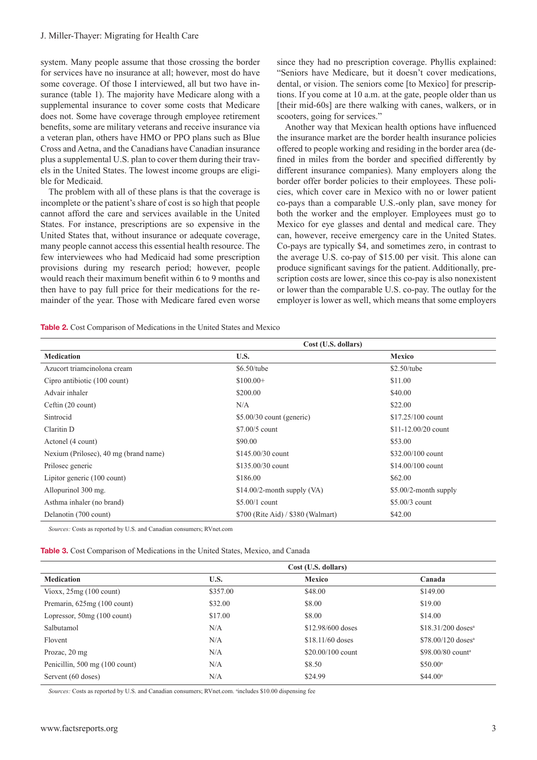system. Many people assume that those crossing the border for services have no insurance at all; however, most do have some coverage. Of those I interviewed, all but two have insurance (table 1). The majority have Medicare along with a supplemental insurance to cover some costs that Medicare does not. Some have coverage through employee retirement benefits, some are military veterans and receive insurance via a veteran plan, others have HMO or PPO plans such as Blue Cross and Aetna, and the Canadians have Canadian insurance plus a supplemental U.S. plan to cover them during their travels in the United States. The lowest income groups are eligible for Medicaid.

The problem with all of these plans is that the coverage is incomplete or the patient's share of cost is so high that people cannot afford the care and services available in the United States. For instance, prescriptions are so expensive in the United States that, without insurance or adequate coverage, many people cannot access this essential health resource. The few interviewees who had Medicaid had some prescription provisions during my research period; however, people would reach their maximum benefit within 6 to 9 months and then have to pay full price for their medications for the remainder of the year. Those with Medicare fared even worse since they had no prescription coverage. Phyllis explained: "Seniors have Medicare, but it doesn't cover medications, dental, or vision. The seniors come [to Mexico] for prescriptions. If you come at 10 a.m. at the gate, people older than us [their mid-60s] are there walking with canes, walkers, or in scooters, going for services."

Another way that Mexican health options have influenced the insurance market are the border health insurance policies offered to people working and residing in the border area (defined in miles from the border and specified differently by different insurance companies). Many employers along the border offer border policies to their employees. These policies, which cover care in Mexico with no or lower patient co-pays than a comparable U.S.-only plan, save money for both the worker and the employer. Employees must go to Mexico for eye glasses and dental and medical care. They can, however, receive emergency care in the United States. Co-pays are typically $4, and sometimes zero, in contrast to the average U.S. co-pay of $15.00 per visit. This alone can produce significant savings for the patient. Additionally, prescription costs are lower, since this co-pay is also nonexistent or lower than the comparable U.S. co-pay. The outlay for the employer is lower as well, which means that some employers

**Table 2.** Cost Comparison of Medications in the United States and Mexico

| | Cost (U.S. dollars) | |
|---|---|---|
| **Medication** | **U.S.** | **Mexico** |
| Azucort triamcinolona cream | $6.50/tube | $2.50/tube |
| Cipro antibiotic (100 count) | $100.00+ | $11.00 |
| Advair inhaler | $200.00 | $40.00 |
| Ceftin (20 count) | N/A | $22.00 |
| Sintrocid | $5.00/30 count (generic) | $17.25/100 count |
| Claritin D | $7.00/5 count | $11-12.00/20 count |
| Actonel (4 count) | $90.00 | $53.00 |
| Nexium (Prilosec), 40 mg (brand name) | $145.00/30 count | $32.00/100 count |
| Prilosec generic | $135.00/30 count | $14.00/100 count |
| Lipitor generic (100 count) | $186.00 | $62.00 |
| Allopurinol 300 mg. | $14.00/2-month supply (VA) | $5.00/2-month supply |
| Asthma inhaler (no brand) | $5.00/1 count | $5.00/3 count |
| Delanotin (700 count) | $700 (Rite Aid) / $380 (Walmart) | $42.00 |

*Sources:* Costs as reported by U.S. and Canadian consumers; RVnet.com

**Table 3.** Cost Comparison of Medications in the United States, Mexico, and Canada

| | Cost (U.S. dollars) | | |
|---|---|---|---|
| **Medication** | **U.S.** | **Mexico** | **Canada** |
| Vioxx, 25mg (100 count) | $357.00 | $48.00 | $149.00 |
| Premarin, 625mg (100 count) | $32.00 | $8.00 | $19.00 |
| Lopressor, 50mg (100 count) | $17.00 | $8.00 | $14.00 |
| Salbutamol | N/A | $12.98/600 doses | $18.31/200 doses[a] |
| Flovent | N/A | $18.11/60 doses | $78.00/120 doses[a] |
| Prozac, 20 mg | N/A | $20.00/100 count | $98.00/80 count[a] |
| Penicillin, 500 mg (100 count) | N/A | $8.50 | $50.00[a] |
| Servent (60 doses) | N/A | $24.99 | $44.00[a] |

*Sources:* Costs as reported by U.S. and Canadian consumers; RVnet.com. [a]includes $10.00 dispensing fee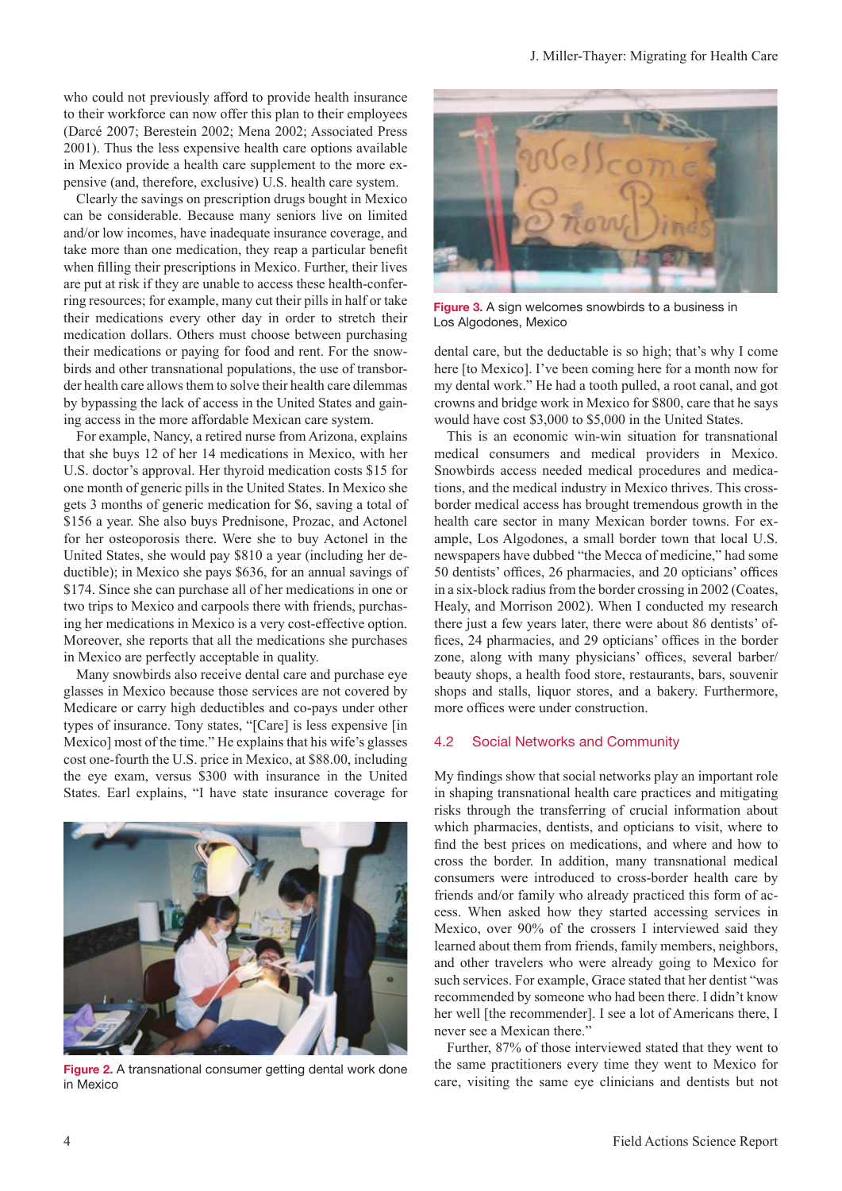who could not previously afford to provide health insurance to their workforce can now offer this plan to their employees (Darcé 2007; Berestein 2002; Mena 2002; Associated Press 2001). Thus the less expensive health care options available in Mexico provide a health care supplement to the more expensive (and, therefore, exclusive) U.S. health care system.

Clearly the savings on prescription drugs bought in Mexico can be considerable. Because many seniors live on limited and/or low incomes, have inadequate insurance coverage, and take more than one medication, they reap a particular benefit when filling their prescriptions in Mexico. Further, their lives are put at risk if they are unable to access these health-conferring resources; for example, many cut their pills in half or take their medications every other day in order to stretch their medication dollars. Others must choose between purchasing their medications or paying for food and rent. For the snowbirds and other transnational populations, the use of transborder health care allows them to solve their health care dilemmas by bypassing the lack of access in the United States and gaining access in the more affordable Mexican care system.

For example, Nancy, a retired nurse from Arizona, explains that she buys 12 of her 14 medications in Mexico, with her U.S. doctor's approval. Her thyroid medication costs $15 for one month of generic pills in the United States. In Mexico she gets 3 months of generic medication for $6, saving a total of $156 a year. She also buys Prednisone, Prozac, and Actonel for her osteoporosis there. Were she to buy Actonel in the United States, she would pay $810 a year (including her deductible); in Mexico she pays $636, for an annual savings of $174. Since she can purchase all of her medications in one or two trips to Mexico and carpools there with friends, purchasing her medications in Mexico is a very cost-effective option. Moreover, she reports that all the medications she purchases in Mexico are perfectly acceptable in quality.

Many snowbirds also receive dental care and purchase eye glasses in Mexico because those services are not covered by Medicare or carry high deductibles and co-pays under other types of insurance. Tony states, "[Care] is less expensive [in Mexico] most of the time." He explains that his wife's glasses cost one-fourth the U.S. price in Mexico, at $88.00, including the eye exam, versus $300 with insurance in the United States. Earl explains, "I have state insurance coverage for dental care, but the deductable is so high; that's why I come here [to Mexico]. I've been coming here for a month now for my dental work." He had a tooth pulled, a root canal, and got crowns and bridge work in Mexico for $800, care that he says would have cost $3,000 to $5,000 in the United States.

**Figure 2.** A transnational consumer getting dental work done in Mexico

**Figure 3.** A sign welcomes snowbirds to a business in Los Algodones, Mexico

This is an economic win-win situation for transnational medical consumers and medical providers in Mexico. Snowbirds access needed medical procedures and medications, and the medical industry in Mexico thrives. This cross-border medical access has brought tremendous growth in the health care sector in many Mexican border towns. For example, Los Algodones, a small border town that local U.S. newspapers have dubbed "the Mecca of medicine," had some 50 dentists' offices, 26 pharmacies, and 20 opticians' offices in a six-block radius from the border crossing in 2002 (Coates, Healy, and Morrison 2002). When I conducted my research there just a few years later, there were about 86 dentists' offices, 24 pharmacies, and 29 opticians' offices in the border zone, along with many physicians' offices, several barber/beauty shops, a health food store, restaurants, bars, souvenir shops and stalls, liquor stores, and a bakery. Furthermore, more offices were under construction.

## 4.2 Social Networks and Community

My findings show that social networks play an important role in shaping transnational health care practices and mitigating risks through the transferring of crucial information about which pharmacies, dentists, and opticians to visit, where to find the best prices on medications, and where and how to cross the border. In addition, many transnational medical consumers were introduced to cross-border health care by friends and/or family who already practiced this form of access. When asked how they started accessing services in Mexico, over 90% of the crossers I interviewed said they learned about them from friends, family members, neighbors, and other travelers who were already going to Mexico for such services. For example, Grace stated that her dentist "was recommended by someone who had been there. I didn't know her well [the recommender]. I see a lot of Americans there, I never see a Mexican there."

Further, 87% of those interviewed stated that they went to the same practitioners every time they went to Mexico for care, visiting the same eye clinicians and dentists but not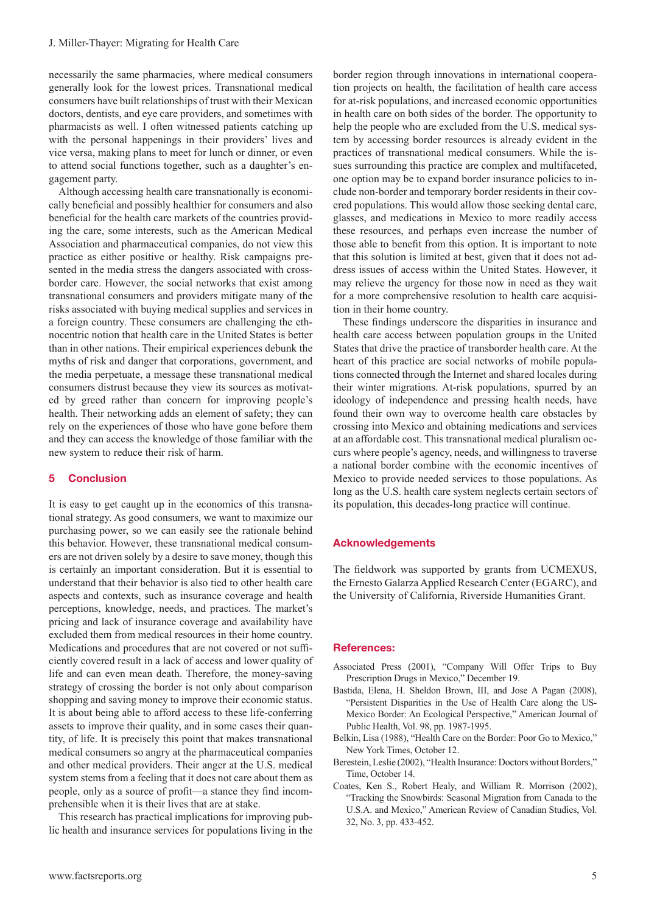necessarily the same pharmacies, where medical consumers generally look for the lowest prices. Transnational medical consumers have built relationships of trust with their Mexican doctors, dentists, and eye care providers, and sometimes with pharmacists as well. I often witnessed patients catching up with the personal happenings in their providers' lives and vice versa, making plans to meet for lunch or dinner, or even to attend social functions together, such as a daughter's engagement party.

Although accessing health care transnationally is economically beneficial and possibly healthier for consumers and also beneficial for the health care markets of the countries providing the care, some interests, such as the American Medical Association and pharmaceutical companies, do not view this practice as either positive or healthy. Risk campaigns presented in the media stress the dangers associated with cross-border care. However, the social networks that exist among transnational consumers and providers mitigate many of the risks associated with buying medical supplies and services in a foreign country. These consumers are challenging the ethnocentric notion that health care in the United States is better than in other nations. Their empirical experiences debunk the myths of risk and danger that corporations, government, and the media perpetuate, a message these transnational medical consumers distrust because they view its sources as motivated by greed rather than concern for improving people's health. Their networking adds an element of safety; they can rely on the experiences of those who have gone before them and they can access the knowledge of those familiar with the new system to reduce their risk of harm.

## 5 Conclusion

It is easy to get caught up in the economics of this transnational strategy. As good consumers, we want to maximize our purchasing power, so we can easily see the rationale behind this behavior. However, these transnational medical consumers are not driven solely by a desire to save money, though this is certainly an important consideration. But it is essential to understand that their behavior is also tied to other health care aspects and contexts, such as insurance coverage and health perceptions, knowledge, needs, and practices. The market's pricing and lack of insurance coverage and availability have excluded them from medical resources in their home country. Medications and procedures that are not covered or not sufficiently covered result in a lack of access and lower quality of life and can even mean death. Therefore, the money-saving strategy of crossing the border is not only about comparison shopping and saving money to improve their economic status. It is about being able to afford access to these life-conferring assets to improve their quality, and in some cases their quantity, of life. It is precisely this point that makes transnational medical consumers so angry at the pharmaceutical companies and other medical providers. Their anger at the U.S. medical system stems from a feeling that it does not care about them as people, only as a source of profit—a stance they find incomprehensible when it is their lives that are at stake.

This research has practical implications for improving public health and insurance services for populations living in the border region through innovations in international cooperation projects on health, the facilitation of health care access for at-risk populations, and increased economic opportunities in health care on both sides of the border. The opportunity to help the people who are excluded from the U.S. medical system by accessing border resources is already evident in the practices of transnational medical consumers. While the issues surrounding this practice are complex and multifaceted, one option may be to expand border insurance policies to include non-border and temporary border residents in their covered populations. This would allow those seeking dental care, glasses, and medications in Mexico to more readily access these resources, and perhaps even increase the number of those able to benefit from this option. It is important to note that this solution is limited at best, given that it does not address issues of access within the United States. However, it may relieve the urgency for those now in need as they wait for a more comprehensive resolution to health care acquisition in their home country.

These findings underscore the disparities in insurance and health care access between population groups in the United States that drive the practice of transborder health care. At the heart of this practice are social networks of mobile populations connected through the Internet and shared locales during their winter migrations. At-risk populations, spurred by an ideology of independence and pressing health needs, have found their own way to overcome health care obstacles by crossing into Mexico and obtaining medications and services at an affordable cost. This transnational medical pluralism occurs where people's agency, needs, and willingness to traverse a national border combine with the economic incentives of Mexico to provide needed services to those populations. As long as the U.S. health care system neglects certain sectors of its population, this decades-long practice will continue.

## Acknowledgements

The fieldwork was supported by grants from UCMEXUS, the Ernesto Galarza Applied Research Center (EGARC), and the University of California, Riverside Humanities Grant.

## References:

Associated Press (2001), "Company Will Offer Trips to Buy Prescription Drugs in Mexico," December 19.

Bastida, Elena, H. Sheldon Brown, III, and Jose A Pagan (2008), "Persistent Disparities in the Use of Health Care along the US-Mexico Border: An Ecological Perspective," American Journal of Public Health, Vol. 98, pp. 1987-1995.

Belkin, Lisa (1988), "Health Care on the Border: Poor Go to Mexico," New York Times, October 12.

Berestein, Leslie (2002), "Health Insurance: Doctors without Borders," Time, October 14.

Coates, Ken S., Robert Healy, and William R. Morrison (2002), "Tracking the Snowbirds: Seasonal Migration from Canada to the U.S.A. and Mexico," American Review of Canadian Studies, Vol. 32, No. 3, pp. 433-452.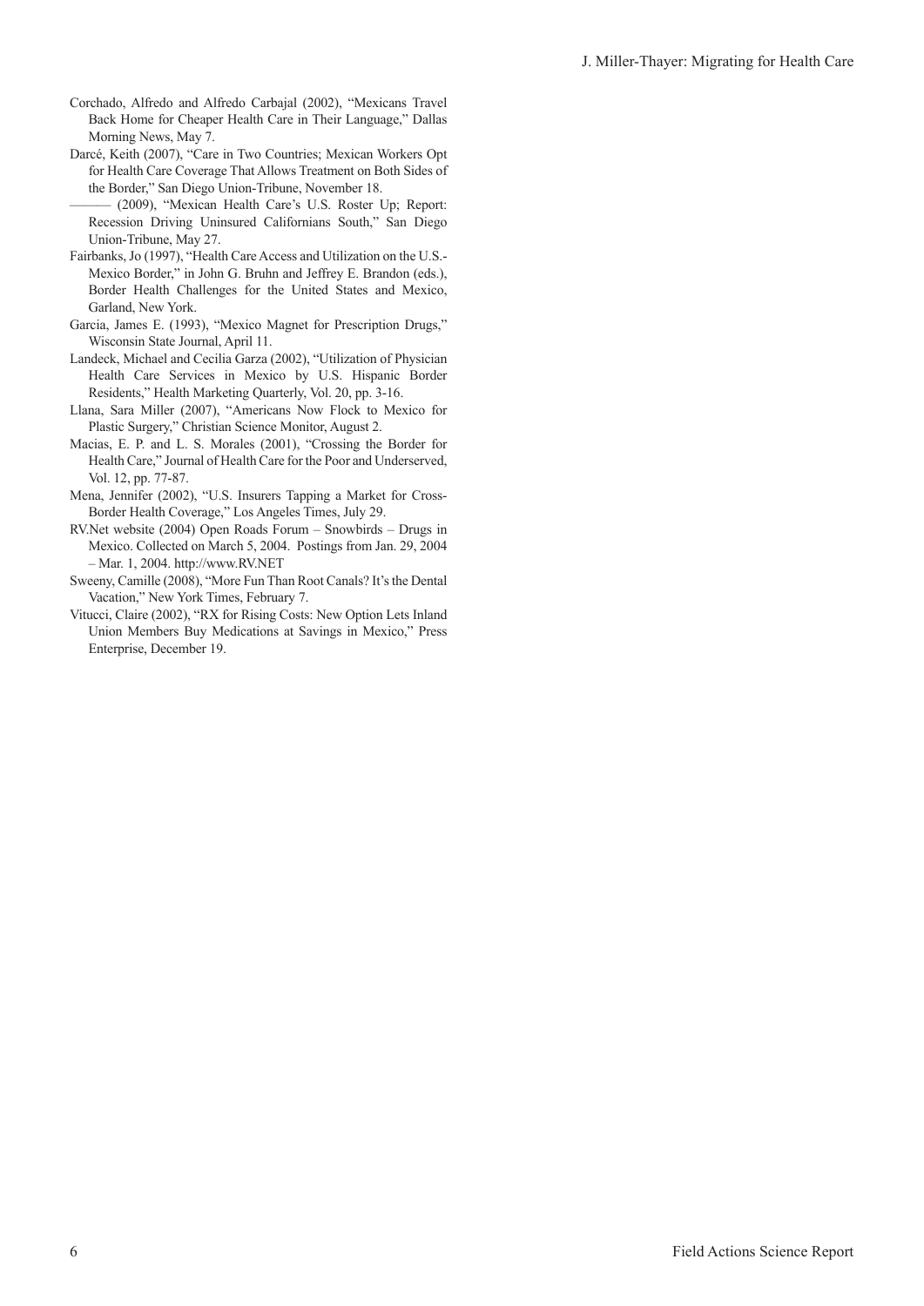Corchado, Alfredo and Alfredo Carbajal (2002), "Mexicans Travel Back Home for Cheaper Health Care in Their Language," Dallas Morning News, May 7.

Darcé, Keith (2007), "Care in Two Countries; Mexican Workers Opt for Health Care Coverage That Allows Treatment on Both Sides of the Border," San Diego Union-Tribune, November 18.

——— (2009), "Mexican Health Care's U.S. Roster Up; Report: Recession Driving Uninsured Californians South," San Diego Union-Tribune, May 27.

Fairbanks, Jo (1997), "Health Care Access and Utilization on the U.S.-Mexico Border," in John G. Bruhn and Jeffrey E. Brandon (eds.), Border Health Challenges for the United States and Mexico, Garland, New York.

Garcia, James E. (1993), "Mexico Magnet for Prescription Drugs," Wisconsin State Journal, April 11.

Landeck, Michael and Cecilia Garza (2002), "Utilization of Physician Health Care Services in Mexico by U.S. Hispanic Border Residents," Health Marketing Quarterly, Vol. 20, pp. 3-16.

Llana, Sara Miller (2007), "Americans Now Flock to Mexico for Plastic Surgery," Christian Science Monitor, August 2.

Macias, E. P. and L. S. Morales (2001), "Crossing the Border for Health Care," Journal of Health Care for the Poor and Underserved, Vol. 12, pp. 77-87.

Mena, Jennifer (2002), "U.S. Insurers Tapping a Market for Cross-Border Health Coverage," Los Angeles Times, July 29.

RV.Net website (2004) Open Roads Forum – Snowbirds – Drugs in Mexico. Collected on March 5, 2004. Postings from Jan. 29, 2004 – Mar. 1, 2004. http://www.RV.NET

Sweeny, Camille (2008), "More Fun Than Root Canals? It's the Dental Vacation," New York Times, February 7.

Vitucci, Claire (2002), "RX for Rising Costs: New Option Lets Inland Union Members Buy Medications at Savings in Mexico," Press Enterprise, December 19.